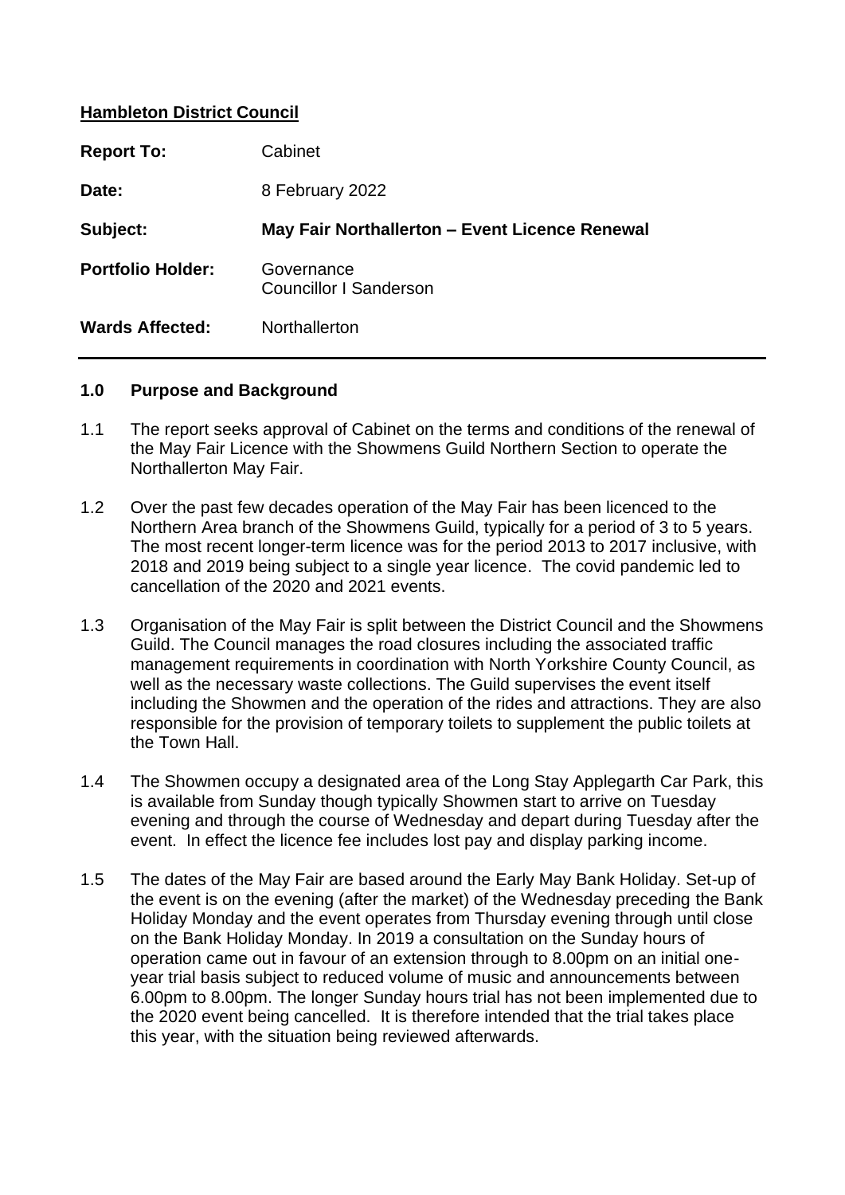**Hambleton District Council**

| | |
|---|---|
| **Report To:** | Cabinet |
| **Date:** | 8 February 2022 |
| **Subject:** | **May Fair Northallerton – Event Licence Renewal** |
| **Portfolio Holder:** | Governance<br>Councillor I Sanderson |
| **Wards Affected:** | Northallerton |

## 1.0 Purpose and Background

1.1 The report seeks approval of Cabinet on the terms and conditions of the renewal of the May Fair Licence with the Showmens Guild Northern Section to operate the Northallerton May Fair.

1.2 Over the past few decades operation of the May Fair has been licenced to the Northern Area branch of the Showmens Guild, typically for a period of 3 to 5 years. The most recent longer-term licence was for the period 2013 to 2017 inclusive, with 2018 and 2019 being subject to a single year licence. The covid pandemic led to cancellation of the 2020 and 2021 events.

1.3 Organisation of the May Fair is split between the District Council and the Showmens Guild. The Council manages the road closures including the associated traffic management requirements in coordination with North Yorkshire County Council, as well as the necessary waste collections. The Guild supervises the event itself including the Showmen and the operation of the rides and attractions. They are also responsible for the provision of temporary toilets to supplement the public toilets at the Town Hall.

1.4 The Showmen occupy a designated area of the Long Stay Applegarth Car Park, this is available from Sunday though typically Showmen start to arrive on Tuesday evening and through the course of Wednesday and depart during Tuesday after the event. In effect the licence fee includes lost pay and display parking income.

1.5 The dates of the May Fair are based around the Early May Bank Holiday. Set-up of the event is on the evening (after the market) of the Wednesday preceding the Bank Holiday Monday and the event operates from Thursday evening through until close on the Bank Holiday Monday. In 2019 a consultation on the Sunday hours of operation came out in favour of an extension through to 8.00pm on an initial one-year trial basis subject to reduced volume of music and announcements between 6.00pm to 8.00pm. The longer Sunday hours trial has not been implemented due to the 2020 event being cancelled. It is therefore intended that the trial takes place this year, with the situation being reviewed afterwards.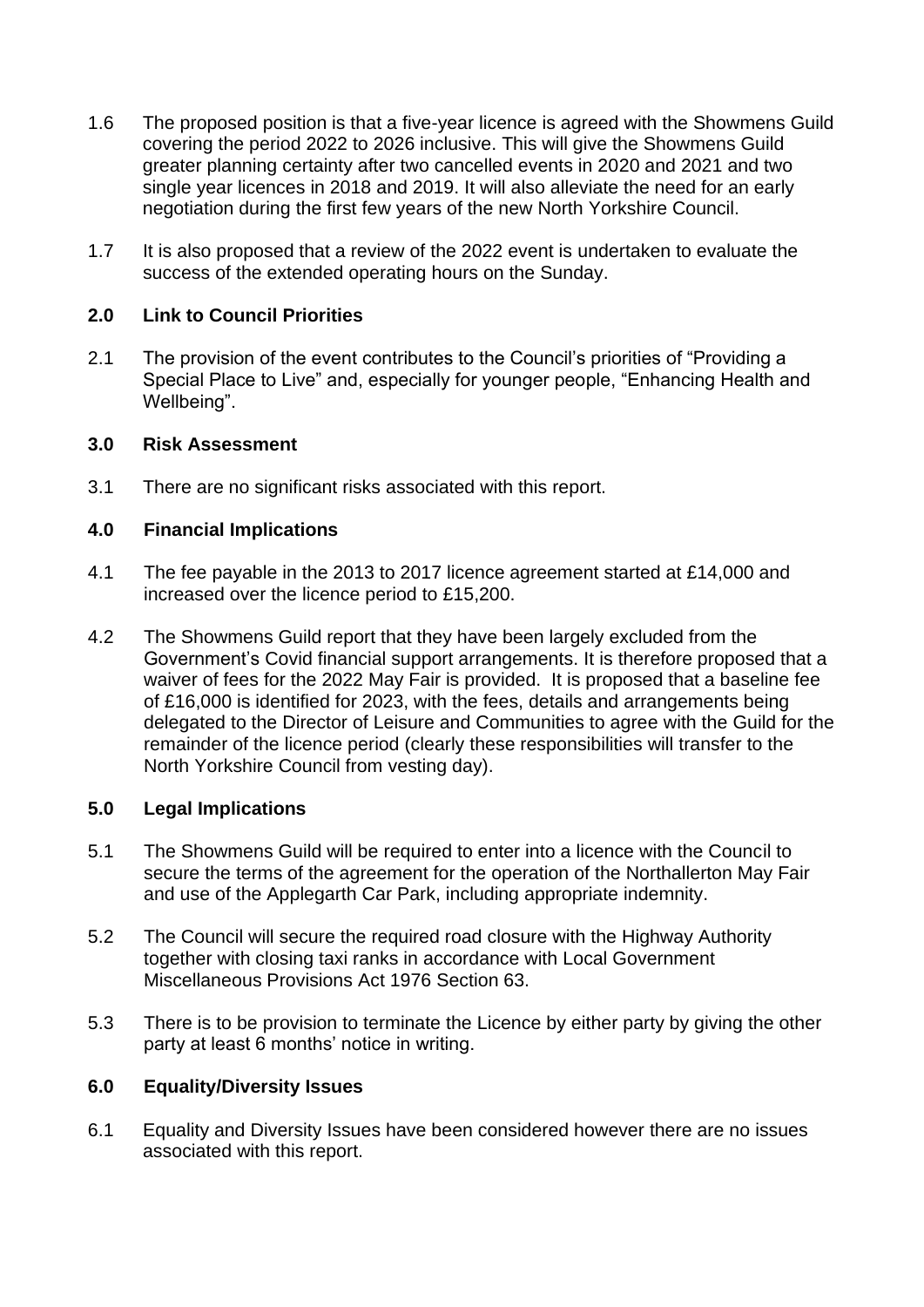1.6 The proposed position is that a five-year licence is agreed with the Showmens Guild covering the period 2022 to 2026 inclusive. This will give the Showmens Guild greater planning certainty after two cancelled events in 2020 and 2021 and two single year licences in 2018 and 2019. It will also alleviate the need for an early negotiation during the first few years of the new North Yorkshire Council.

1.7 It is also proposed that a review of the 2022 event is undertaken to evaluate the success of the extended operating hours on the Sunday.

## 2.0 Link to Council Priorities

2.1 The provision of the event contributes to the Council's priorities of "Providing a Special Place to Live" and, especially for younger people, "Enhancing Health and Wellbeing".

## 3.0 Risk Assessment

3.1 There are no significant risks associated with this report.

## 4.0 Financial Implications

4.1 The fee payable in the 2013 to 2017 licence agreement started at £14,000 and increased over the licence period to £15,200.

4.2 The Showmens Guild report that they have been largely excluded from the Government's Covid financial support arrangements. It is therefore proposed that a waiver of fees for the 2022 May Fair is provided. It is proposed that a baseline fee of £16,000 is identified for 2023, with the fees, details and arrangements being delegated to the Director of Leisure and Communities to agree with the Guild for the remainder of the licence period (clearly these responsibilities will transfer to the North Yorkshire Council from vesting day).

## 5.0 Legal Implications

5.1 The Showmens Guild will be required to enter into a licence with the Council to secure the terms of the agreement for the operation of the Northallerton May Fair and use of the Applegarth Car Park, including appropriate indemnity.

5.2 The Council will secure the required road closure with the Highway Authority together with closing taxi ranks in accordance with Local Government Miscellaneous Provisions Act 1976 Section 63.

5.3 There is to be provision to terminate the Licence by either party by giving the other party at least 6 months' notice in writing.

## 6.0 Equality/Diversity Issues

6.1 Equality and Diversity Issues have been considered however there are no issues associated with this report.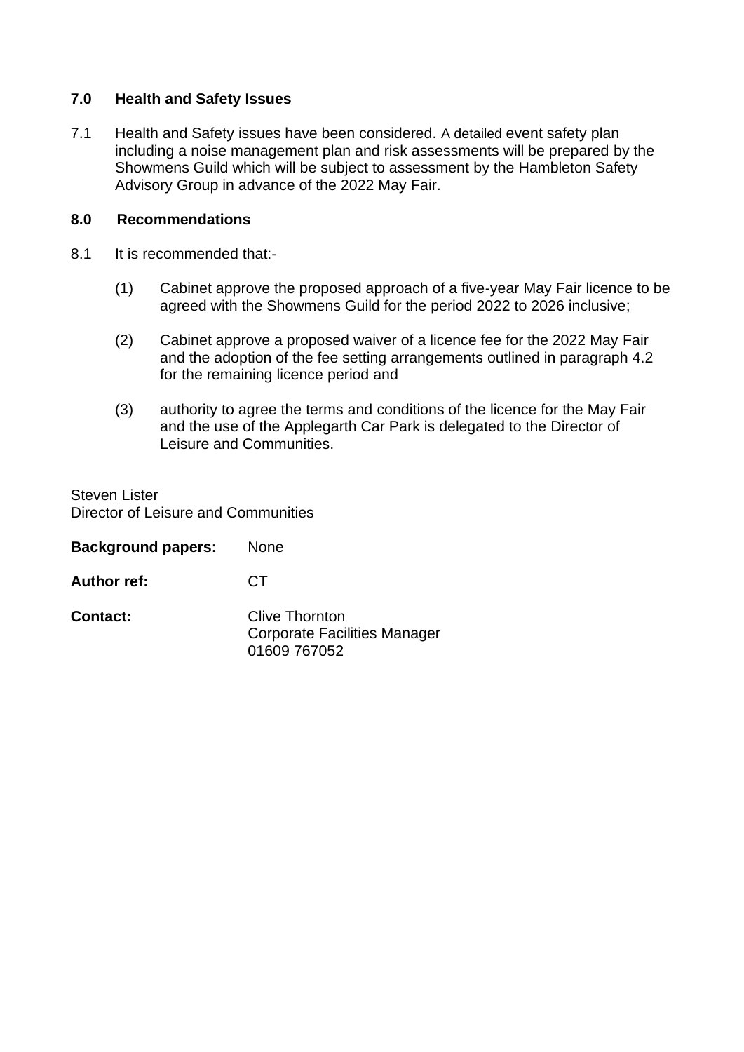## 7.0 Health and Safety Issues

7.1 Health and Safety issues have been considered. A detailed event safety plan including a noise management plan and risk assessments will be prepared by the Showmens Guild which will be subject to assessment by the Hambleton Safety Advisory Group in advance of the 2022 May Fair.

## 8.0 Recommendations

8.1 It is recommended that:-

(1) Cabinet approve the proposed approach of a five-year May Fair licence to be agreed with the Showmens Guild for the period 2022 to 2026 inclusive;

(2) Cabinet approve a proposed waiver of a licence fee for the 2022 May Fair and the adoption of the fee setting arrangements outlined in paragraph 4.2 for the remaining licence period and

(3) authority to agree the terms and conditions of the licence for the May Fair and the use of the Applegarth Car Park is delegated to the Director of Leisure and Communities.

Steven Lister
Director of Leisure and Communities

**Background papers:** None

**Author ref:** CT

**Contact:** Clive Thornton
Corporate Facilities Manager
01609 767052